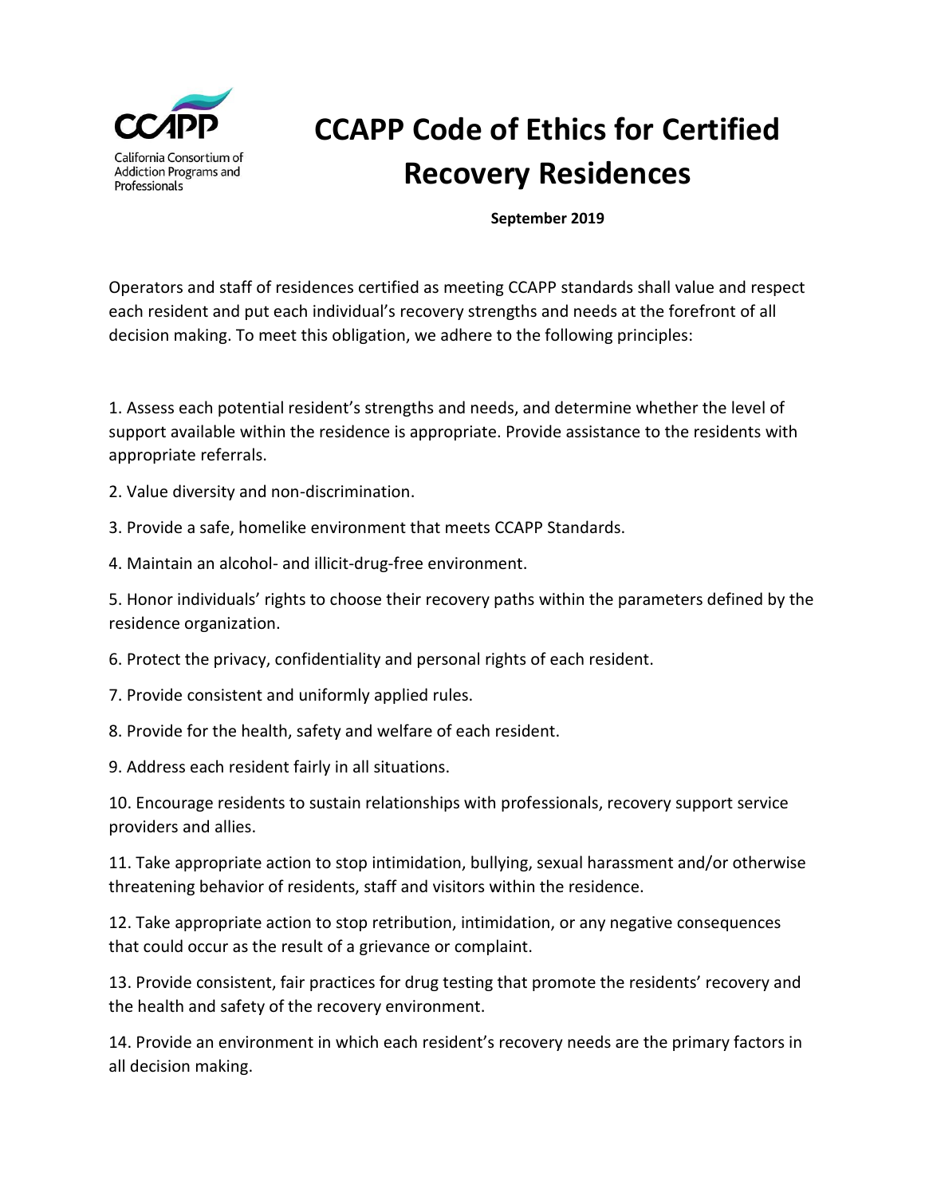CCAPP

California Consortium of Addiction Programs and Professionals

# CCAPP Code of Ethics for Certified Recovery Residences

**September 2019**

Operators and staff of residences certified as meeting CCAPP standards shall value and respect each resident and put each individual's recovery strengths and needs at the forefront of all decision making. To meet this obligation, we adhere to the following principles:

1. Assess each potential resident's strengths and needs, and determine whether the level of support available within the residence is appropriate. Provide assistance to the residents with appropriate referrals.

2. Value diversity and non-discrimination.

3. Provide a safe, homelike environment that meets CCAPP Standards.

4. Maintain an alcohol- and illicit-drug-free environment.

5. Honor individuals' rights to choose their recovery paths within the parameters defined by the residence organization.

6. Protect the privacy, confidentiality and personal rights of each resident.

7. Provide consistent and uniformly applied rules.

8. Provide for the health, safety and welfare of each resident.

9. Address each resident fairly in all situations.

10. Encourage residents to sustain relationships with professionals, recovery support service providers and allies.

11. Take appropriate action to stop intimidation, bullying, sexual harassment and/or otherwise threatening behavior of residents, staff and visitors within the residence.

12. Take appropriate action to stop retribution, intimidation, or any negative consequences that could occur as the result of a grievance or complaint.

13. Provide consistent, fair practices for drug testing that promote the residents' recovery and the health and safety of the recovery environment.

14. Provide an environment in which each resident's recovery needs are the primary factors in all decision making.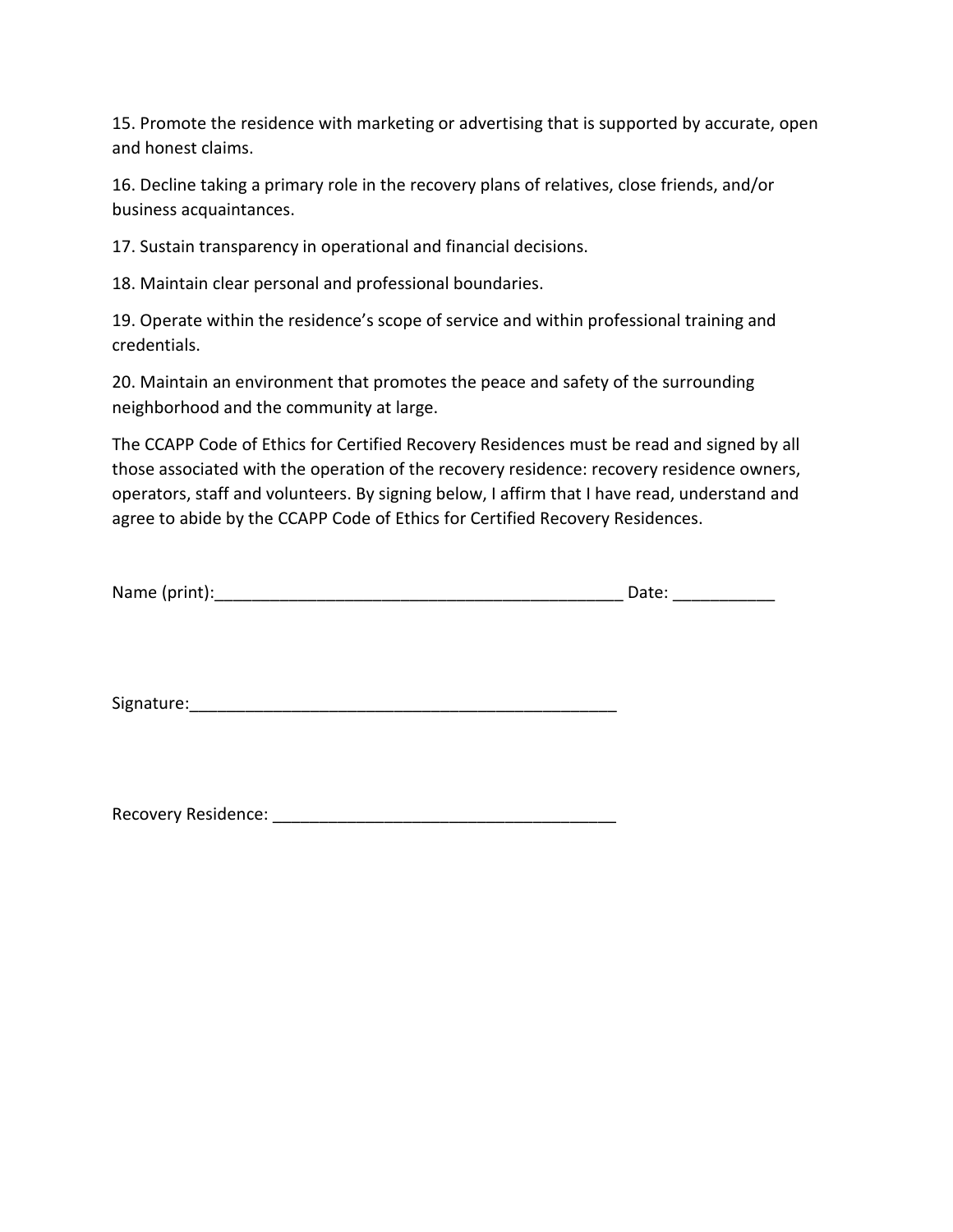15. Promote the residence with marketing or advertising that is supported by accurate, open and honest claims.

16. Decline taking a primary role in the recovery plans of relatives, close friends, and/or business acquaintances.

17. Sustain transparency in operational and financial decisions.

18. Maintain clear personal and professional boundaries.

19. Operate within the residence's scope of service and within professional training and credentials.

20. Maintain an environment that promotes the peace and safety of the surrounding neighborhood and the community at large.

The CCAPP Code of Ethics for Certified Recovery Residences must be read and signed by all those associated with the operation of the recovery residence: recovery residence owners, operators, staff and volunteers. By signing below, I affirm that I have read, understand and agree to abide by the CCAPP Code of Ethics for Certified Recovery Residences.

Name (print):_____________________________________________ Date: ___________

Signature:________________________________________________

Recovery Residence: ______________________________________